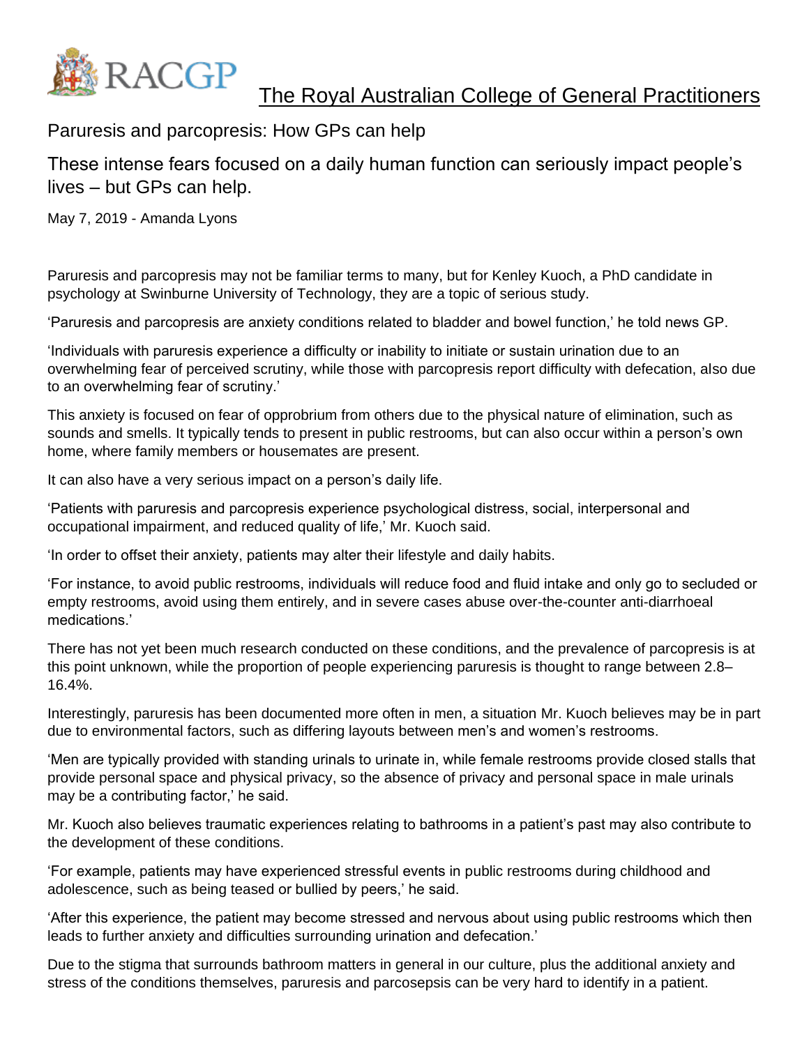RACGP The Royal Australian College of General Practitioners

# Paruresis and parcopresis: How GPs can help

## These intense fears focused on a daily human function can seriously impact people's lives – but GPs can help.

May 7, 2019 - Amanda Lyons

Paruresis and parcopresis may not be familiar terms to many, but for Kenley Kuoch, a PhD candidate in psychology at Swinburne University of Technology, they are a topic of serious study.

'Paruresis and parcopresis are anxiety conditions related to bladder and bowel function,' he told news GP.

'Individuals with paruresis experience a difficulty or inability to initiate or sustain urination due to an overwhelming fear of perceived scrutiny, while those with parcopresis report difficulty with defecation, also due to an overwhelming fear of scrutiny.'

This anxiety is focused on fear of opprobrium from others due to the physical nature of elimination, such as sounds and smells. It typically tends to present in public restrooms, but can also occur within a person's own home, where family members or housemates are present.

It can also have a very serious impact on a person's daily life.

'Patients with paruresis and parcopresis experience psychological distress, social, interpersonal and occupational impairment, and reduced quality of life,' Mr. Kuoch said.

'In order to offset their anxiety, patients may alter their lifestyle and daily habits.

'For instance, to avoid public restrooms, individuals will reduce food and fluid intake and only go to secluded or empty restrooms, avoid using them entirely, and in severe cases abuse over-the-counter anti-diarrhoeal medications.'

There has not yet been much research conducted on these conditions, and the prevalence of parcopresis is at this point unknown, while the proportion of people experiencing paruresis is thought to range between 2.8–16.4%.

Interestingly, paruresis has been documented more often in men, a situation Mr. Kuoch believes may be in part due to environmental factors, such as differing layouts between men's and women's restrooms.

'Men are typically provided with standing urinals to urinate in, while female restrooms provide closed stalls that provide personal space and physical privacy, so the absence of privacy and personal space in male urinals may be a contributing factor,' he said.

Mr. Kuoch also believes traumatic experiences relating to bathrooms in a patient's past may also contribute to the development of these conditions.

'For example, patients may have experienced stressful events in public restrooms during childhood and adolescence, such as being teased or bullied by peers,' he said.

'After this experience, the patient may become stressed and nervous about using public restrooms which then leads to further anxiety and difficulties surrounding urination and defecation.'

Due to the stigma that surrounds bathroom matters in general in our culture, plus the additional anxiety and stress of the conditions themselves, paruresis and parcosepsis can be very hard to identify in a patient.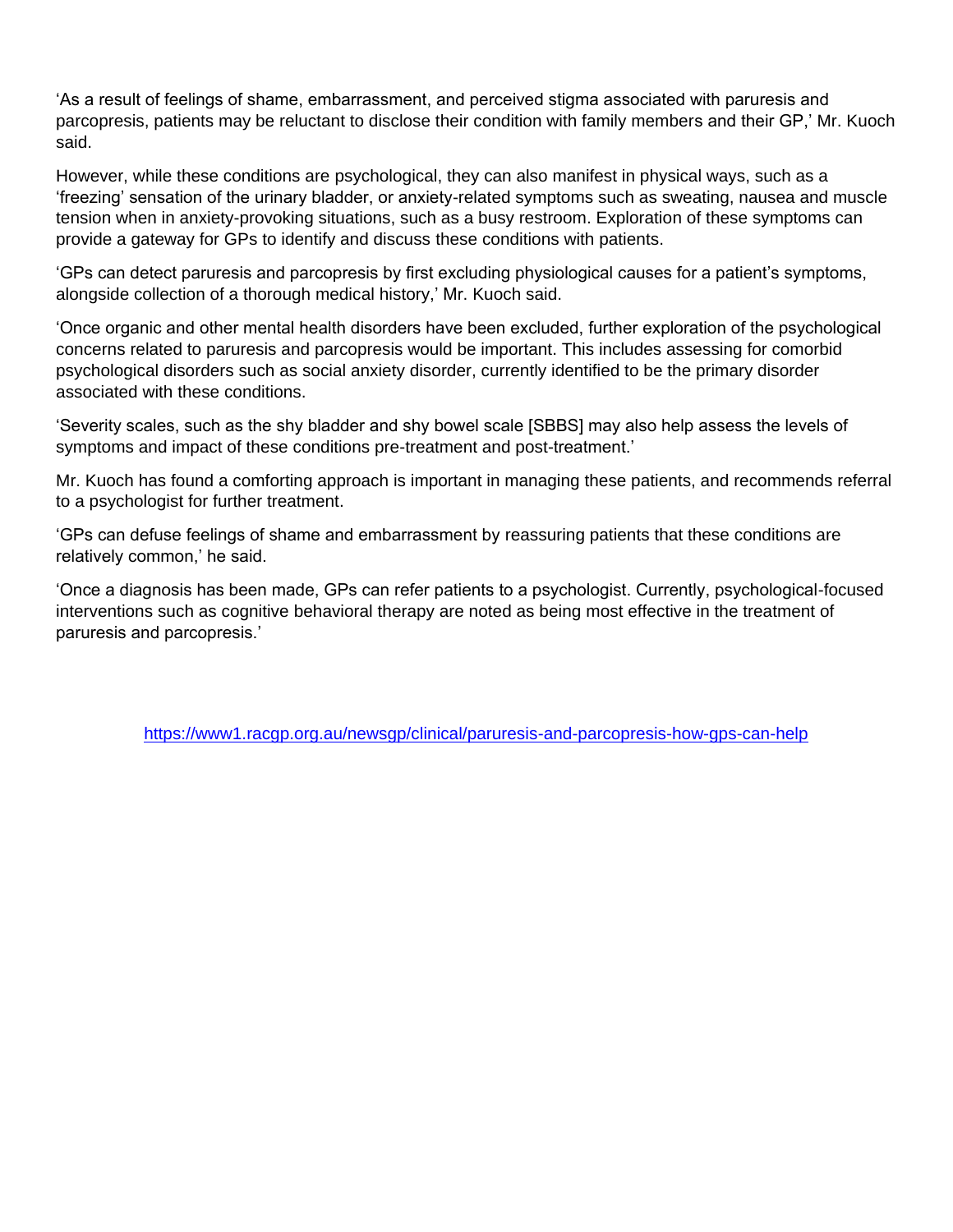'As a result of feelings of shame, embarrassment, and perceived stigma associated with paruresis and parcopresis, patients may be reluctant to disclose their condition with family members and their GP,' Mr. Kuoch said.

However, while these conditions are psychological, they can also manifest in physical ways, such as a 'freezing' sensation of the urinary bladder, or anxiety-related symptoms such as sweating, nausea and muscle tension when in anxiety-provoking situations, such as a busy restroom. Exploration of these symptoms can provide a gateway for GPs to identify and discuss these conditions with patients.

'GPs can detect paruresis and parcopresis by first excluding physiological causes for a patient's symptoms, alongside collection of a thorough medical history,' Mr. Kuoch said.

'Once organic and other mental health disorders have been excluded, further exploration of the psychological concerns related to paruresis and parcopresis would be important. This includes assessing for comorbid psychological disorders such as social anxiety disorder, currently identified to be the primary disorder associated with these conditions.

'Severity scales, such as the shy bladder and shy bowel scale [SBBS] may also help assess the levels of symptoms and impact of these conditions pre-treatment and post-treatment.'

Mr. Kuoch has found a comforting approach is important in managing these patients, and recommends referral to a psychologist for further treatment.

'GPs can defuse feelings of shame and embarrassment by reassuring patients that these conditions are relatively common,' he said.

'Once a diagnosis has been made, GPs can refer patients to a psychologist. Currently, psychological-focused interventions such as cognitive behavioral therapy are noted as being most effective in the treatment of paruresis and parcopresis.'

https://www1.racgp.org.au/newsgp/clinical/paruresis-and-parcopresis-how-gps-can-help